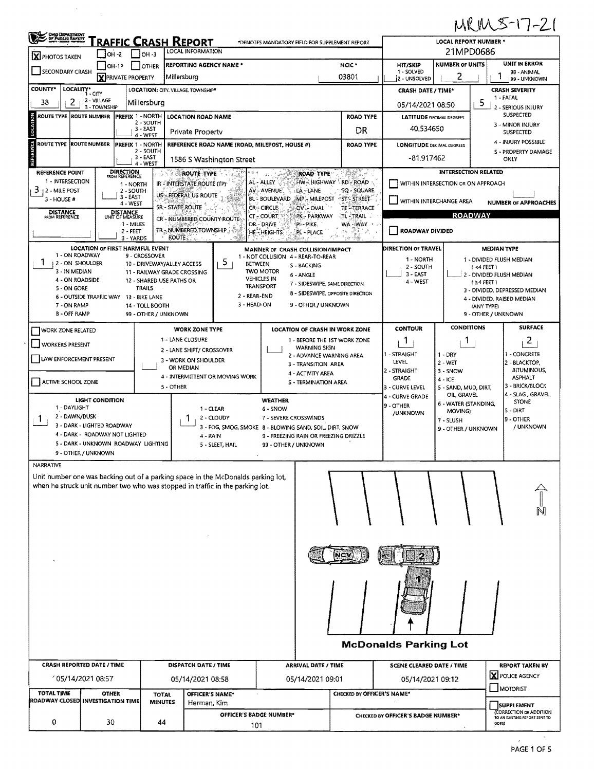MRM 5-17-21

# TRAFFIC CRASH REPORT

*DENOTES MANDATORY FIELD FOR SUPPLEMENT REPORT

| Field | Value |
|---|---|
| LOCAL REPORT NUMBER * | 21MPD0686 |
| PHOTOS TAKEN | X |
| PRIVATE PROPERTY | X |
| REPORTING AGENCY NAME * | Millersburg |
| NCIC * | 03801 |
| HIT/SKIP (1 - SOLVED, 2 - UNSOLVED) | |
| NUMBER OF UNITS | 2 |
| UNIT IN ERROR (98 - ANIMAL, 99 - UNKNOWN) | 1 |
| COUNTY* | 38 |
| LOCALITY* (1 - CITY, 2 - VILLAGE, 3 - TOWNSHIP) | 2 |
| LOCATION: CITY, VILLAGE, TOWNSHIP* | Millersburg |
| CRASH DATE / TIME* | 05/14/2021 08:50 |
| CRASH SEVERITY (1 - FATAL, 2 - SERIOUS INJURY SUSPECTED, 3 - MINOR INJURY SUSPECTED, 4 - INJURY POSSIBLE, 5 - PROPERTY DAMAGE ONLY) | 5 |
| LOCATION ROAD NAME | Private Property |
| ROAD TYPE | DR |
| LATITUDE DECIMAL DEGREES | 40.534650 |
| REFERENCE ROAD NAME (ROAD, MILEPOST, HOUSE #) | 1586 S Washington Street |
| LONGITUDE DECIMAL DEGREES | -81.917462 |
| REFERENCE POINT (1 - INTERSECTION, 2 - MILE POST, 3 - HOUSE #) | 3 |
| LOCATION OF FIRST HARMFUL EVENT | 1 |
| MANNER OF CRASH COLLISION/IMPACT | 5 |
| CONTOUR | 1 |
| CONDITIONS | 1 |
| SURFACE | 2 |
| LIGHT CONDITION | 1 |
| WEATHER | 1 |

## NARRATIVE

Unit number one was backing out of a parking space in the McDonalds parking lot, when he struck unit number two who was stopped in traffic in the parking lot.

McDonalds Parking Lot

| CRASH REPORTED DATE / TIME | DISPATCH DATE / TIME | ARRIVAL DATE / TIME | SCENE CLEARED DATE / TIME | REPORT TAKEN BY |
|---|---|---|---|---|
| 05/14/2021 08:57 | 05/14/2021 08:58 | 05/14/2021 09:01 | 05/14/2021 09:12 | X POLICE AGENCY |

| TOTAL TIME ROADWAY CLOSED | OTHER INVESTIGATION TIME | TOTAL MINUTES | OFFICER'S NAME* | OFFICER'S BADGE NUMBER* | CHECKED BY OFFICER'S NAME* | CHECKED BY OFFICER'S BADGE NUMBER* |
|---|---|---|---|---|---|---|
| 0 | 30 | 44 | Herman, Kim | 101 | | |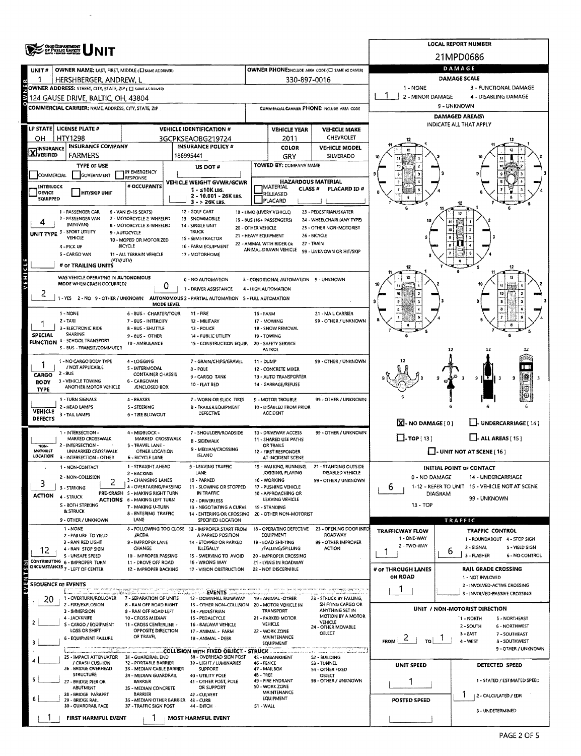# UNIT

**LOCAL REPORT NUMBER:** 21MPD0686

## OWNER

| Field | Value |
|---|---|
| UNIT # | 1 |
| OWNER NAME: LAST, FIRST, MIDDLE (☐ SAME AS DRIVER) | HERSHBERGER, ANDREW, L |
| OWNER PHONE: INCLUDE AREA CODE (☐ SAME AS DRIVER) | 330-897-0016 |
| OWNER ADDRESS: STREET, CITY, STATE, ZIP (☐ SAME AS DRIVER) | 124 GAUSE DRIVE, BALTIC, OH, 43804 |
| COMMERCIAL CARRIER: NAME, ADDRESS, CITY, STATE, ZIP | |
| COMMERCIAL CARRIER PHONE: INCLUDE AREA CODE | |

## DAMAGE

**DAMAGE SCALE:** 1

1 - NONE; 2 - MINOR DAMAGE; 3 - FUNCTIONAL DAMAGE; 4 - DISABLING DAMAGE; 9 - UNKNOWN

**DAMAGED AREA(S)** — INDICATE ALL THAT APPLY

- [X] NO DAMAGE [0]
- [ ] UNDERCARRIAGE [14]
- [ ] TOP [13]
- [ ] ALL AREAS [15]
- [ ] UNIT NOT AT SCENE [16]

## VEHICLE

| Field | Value |
|---|---|
| LP STATE | OH |
| LICENSE PLATE # | HTY1298 |
| VEHICLE IDENTIFICATION # | 3GCPKSEAOBG219724 |
| VEHICLE YEAR | 2011 |
| VEHICLE MAKE | CHEVROLET |
| INSURANCE VERIFIED | X |
| INSURANCE COMPANY | FARMERS |
| INSURANCE POLICY # | 186995441 |
| COLOR | GRY |
| VEHICLE MODEL | SILVERADO |
| TYPE OF USE | ☐ COMMERCIAL ☐ GOVERNMENT ☐ IN EMERGENCY RESPONSE |
| US DOT # | |
| TOWED BY: COMPANY NAME | |
| INTERLOCK DEVICE EQUIPPED | ☐ |
| HIT/SKIP UNIT | ☐ |
| # OCCUPANTS | |
| VEHICLE WEIGHT GVWR/GCWR | 1 - ≤10K LBS.; 2 - 10.001 - 26K LBS.; 3 - > 26K LBS. |
| HAZARDOUS MATERIAL | ☐ MATERIAL RELEASED; CLASS #; PLACARD ID #; ☐ PLACARD |

**UNIT TYPE:** 4

1 - PASSENGER CAR; 2 - PASSENGER VAN (MINIVAN); 3 - SPORT UTILITY VEHICLE; 4 - PICK UP; 5 - CARGO VAN; 6 - VAN (9-15 SEATS); 7 - MOTORCYCLE 2-WHEELED; 8 - MOTORCYCLE 3-WHEELED; 9 - AUTOCYCLE; 10 - MOPED OR MOTORIZED BICYCLE; 11 - ALL TERRAIN VEHICLE (ATV/UTV); 12 - GOLF CART; 13 - SNOWMOBILE; 14 - SINGLE UNIT TRUCK; 15 - SEMI-TRACTOR; 16 - FARM EQUIPMENT; 17 - MOTORHOME; 18 - LIMO (LIVERY VEHICLE); 19 - BUS (16+ PASSENGERS); 20 - OTHER VEHICLE; 21 - HEAVY EQUIPMENT; 22 - ANIMAL WITH RIDER OR ANIMAL-DRAWN VEHICLE; 23 - PEDESTRIAN/SKATER; 24 - WHEELCHAIR (ANY TYPE); 25 - OTHER NON-MOTORIST; 26 - BICYCLE; 27 - TRAIN; 99 - UNKNOWN OR HIT/SKIP

**# OF TRAILING UNITS:**

**WAS VEHICLE OPERATING IN AUTONOMOUS MODE WHEN CRASH OCCURRED?** 2 (1 - YES; 2 - NO; 9 - OTHER / UNKNOWN)

**AUTONOMOUS MODE LEVEL:** 0

0 - NO AUTOMATION; 1 - DRIVER ASSISTANCE; 2 - PARTIAL AUTOMATION; 3 - CONDITIONAL AUTOMATION; 4 - HIGH AUTOMATION; 5 - FULL AUTOMATION; 9 - UNKNOWN

**SPECIAL FUNCTION:** 1

1 - NONE; 2 - TAXI; 3 - ELECTRONIC RIDE SHARING; 4 - SCHOOL TRANSPORT; 5 - BUS - TRANSIT/COMMUTER; 6 - BUS - CHARTER/TOUR; 7 - BUS - INTERCITY; 8 - BUS - SHUTTLE; 9 - BUS - OTHER; 10 - AMBULANCE; 11 - FIRE; 12 - MILITARY; 13 - POLICE; 14 - PUBLIC UTILITY; 15 - CONSTRUCTION EQUIP.; 16 - FARM; 17 - MOWING; 18 - SNOW REMOVAL; 19 - TOWING; 20 - SAFETY SERVICE PATROL; 21 - MAIL CARRIER; 99 - OTHER / UNKNOWN

**CARGO BODY TYPE:** 1

1 - NO CARGO BODY TYPE / NOT APPLICABLE; 2 - BUS; 3 - VEHICLE TOWING ANOTHER MOTOR VEHICLE; 4 - LOGGING; 5 - INTERMODAL CONTAINER CHASSIS; 6 - CARGOVAN /ENCLOSED BOX; 7 - GRAIN/CHIPS/GRAVEL; 8 - POLE; 9 - CARGO TANK; 10 - FLAT BED; 11 - DUMP; 12 - CONCRETE MIXER; 13 - AUTO TRANSPORTER; 14 - GARBAGE/REFUSE; 99 - OTHER / UNKNOWN

**VEHICLE DEFECTS:**

1 - TURN SIGNALS; 2 - HEAD LAMPS; 3 - TAIL LAMPS; 4 - BRAKES; 5 - STEERING; 6 - TIRE BLOWOUT; 7 - WORN OR SLICK TIRES; 8 - TRAILER EQUIPMENT DEFECTIVE; 9 - MOTOR TROUBLE; 10 - DISABLED FROM PRIOR ACCIDENT; 99 - OTHER / UNKNOWN

**NON-MOTORIST LOCATION:**

1 - INTERSECTION - MARKED CROSSWALK; 2 - INTERSECTION - UNMARKED CROSSWALK; 3 - INTERSECTION - OTHER; 4 - MIDBLOCK - MARKED CROSSWALK; 5 - TRAVEL LANE - OTHER LOCATION; 6 - BICYCLE LANE; 7 - SHOULDER/ROADSIDE; 8 - SIDEWALK; 9 - MEDIAN/CROSSING ISLAND; 10 - DRIVEWAY ACCESS; 11 - SHARED USE PATHS OR TRAILS; 12 - FIRST RESPONDER AT INCIDENT SCENE; 99 - OTHER / UNKNOWN

**INITIAL POINT OF CONTACT:** 6

0 - NO DAMAGE; 1-12 - REFER TO UNIT DIAGRAM; 13 - TOP; 14 - UNDERCARRIAGE; 15 - VEHICLE NOT AT SCENE; 99 - UNKNOWN

**ACTION:** 3

1 - NON-CONTACT; 2 - NON-COLLISION; 3 - STRIKING; 4 - STRUCK; 5 - BOTH STRIKING & STRUCK; 9 - OTHER / UNKNOWN

**PRE-CRASH ACTIONS:** 2

1 - STRAIGHT AHEAD; 2 - BACKING; 3 - CHANGING LANES; 4 - OVERTAKING/PASSING; 5 - MAKING RIGHT TURN; 6 - MAKING LEFT TURN; 7 - MAKING U-TURN; 8 - ENTERING TRAFFIC LANE; 9 - LEAVING TRAFFIC LANE; 10 - PARKED; 11 - SLOWING OR STOPPED IN TRAFFIC; 12 - DRIVERLESS; 13 - NEGOTIATING A CURVE; 14 - ENTERING OR CROSSING SPECIFIED LOCATION; 15 - WALKING, RUNNING, JOGGING, PLAYING; 16 - WORKING; 17 - PUSHING VEHICLE; 18 - APPROACHING OR LEAVING VEHICLE; 19 - STANDING; 20 - OTHER NON-MOTORIST; 21 - STANDING OUTSIDE DISABLED VEHICLE; 99 - OTHER / UNKNOWN

**CONTRIBUTING CIRCUMSTANCES:** 12

1 - NONE; 2 - FAILURE TO YIELD; 3 - RAN RED LIGHT; 4 - RAN STOP SIGN; 5 - UNSAFE SPEED; 6 - IMPROPER TURN; 7 - LEFT OF CENTER; 8 - FOLLOWING TOO CLOSE /ACDA; 9 - IMPROPER LANE CHANGE; 10 - IMPROPER PASSING; 11 - DROVE OFF ROAD; 12 - IMPROPER BACKING; 13 - IMPROPER START FROM A PARKED POSITION; 14 - STOPPED OR PARKED ILLEGALLY; 15 - SWERVING TO AVOID; 16 - WRONG WAY; 17 - VISION OBSTRUCTION; 18 - OPERATING DEFECTIVE EQUIPMENT; 19 - LOAD SHIFTING /FALLING/SPILLING; 20 - IMPROPER CROSSING; 21 - LYING IN ROADWAY; 22 - NOT DISCERNIBLE; 23 - OPENING DOOR INTO ROADWAY; 99 - OTHER IMPROPER ACTION

## TRAFFIC

| Field | Value |
|---|---|
| TRAFFICWAY FLOW (1 - ONE-WAY; 2 - TWO-WAY) | 1 |
| TRAFFIC CONTROL | 6 |
| # OF THROUGH LANES ON ROAD | 1 |
| RAIL GRADE CROSSING | |

TRAFFIC CONTROL: 1 - ROUNDABOUT; 2 - SIGNAL; 3 - FLASHER; 4 - STOP SIGN; 5 - YIELD SIGN; 6 - NO CONTROL

RAIL GRADE CROSSING: 1 - NOT INVOLVED; 2 - INVOLVED-ACTIVE CROSSING; 3 - INVOLVED-PASSIVE CROSSING

## SEQUENCE OF EVENTS

| # | Event |
|---|---|
| 1 | 20 |
| 2 | |
| 3 | |
| 4 | |
| 5 | |
| 6 | |

**EVENTS:** 1 - OVERTURN/ROLLOVER; 2 - FIRE/EXPLOSION; 3 - IMMERSION; 4 - JACKKNIFE; 5 - CARGO / EQUIPMENT LOSS OR SHIFT; 6 - EQUIPMENT FAILURE; 7 - SEPARATION OF UNITS; 8 - RAN OFF ROAD RIGHT; 9 - RAN OFF ROAD LEFT; 10 - CROSS MEDIAN; 11 - CROSS CENTERLINE - OPPOSITE DIRECTION OF TRAVEL; 12 - DOWNHILL RUNAWAY; 13 - OTHER NON-COLLISION; 14 - PEDESTRIAN; 15 - PEDALCYCLE; 16 - RAILWAY VEHICLE; 17 - ANIMAL - FARM; 18 - ANIMAL - DEER; 19 - ANIMAL -OTHER; 20 - MOTOR VEHICLE IN TRANSPORT; 21 - PARKED MOTOR VEHICLE; 22 - WORK ZONE MAINTENANCE EQUIPMENT; 23 - STRUCK BY FALLING, SHIFTING CARGO OR ANYTHING SET IN MOTION BY A MOTOR VEHICLE; 24 - OTHER MOVABLE OBJECT

**COLLISION WITH FIXED OBJECT - STRUCK:** 25 - IMPACT ATTENUATOR / CRASH CUSHION; 26 - BRIDGE OVERHEAD STRUCTURE; 27 - BRIDGE PIER OR ABUTMENT; 28 - BRIDGE PARAPET; 29 - BRIDGE RAIL; 30 - GUARDRAIL FACE; 31 - GUARDRAIL END; 32 - PORTABLE BARRIER; 33 - MEDIAN CABLE BARRIER; 34 - MEDIAN GUARDRAIL BARRIER; 35 - MEDIAN CONCRETE BARRIER; 36 - MEDIAN OTHER BARRIER; 37 - TRAFFIC SIGN POST; 38 - OVERHEAD SIGN POST; 39 - LIGHT / LUMINARIES SUPPORT; 40 - UTILITY POLE; 41 - OTHER POST, POLE OR SUPPORT; 42 - CULVERT; 43 - CURB; 44 - DITCH; 45 - EMBANKMENT; 46 - FENCE; 47 - MAILBOX; 48 - TREE; 49 - FIRE HYDRANT; 50 - WORK ZONE MAINTENANCE EQUIPMENT; 51 - WALL; 52 - BUILDING; 53 - TUNNEL; 54 - OTHER FIXED OBJECT; 99 - OTHER / UNKNOWN

**FIRST HARMFUL EVENT:** 1  
**MOST HARMFUL EVENT:** 1

## UNIT / NON-MOTORIST DIRECTION

**FROM:** 2 **TO:** 1

1 - NORTH; 2 - SOUTH; 3 - EAST; 4 - WEST; 5 - NORTHEAST; 6 - NORTHWEST; 7 - SOUTHEAST; 8 - SOUTHWEST; 9 - OTHER / UNKNOWN

| Field | Value |
|---|---|
| UNIT SPEED | 1 |
| POSTED SPEED | |
| DETECTED SPEED | 1 |

DETECTED SPEED: 1 - STATED / ESTIMATED SPEED; 2 - CALCULATED / EDR; 3 - UNDETERMINED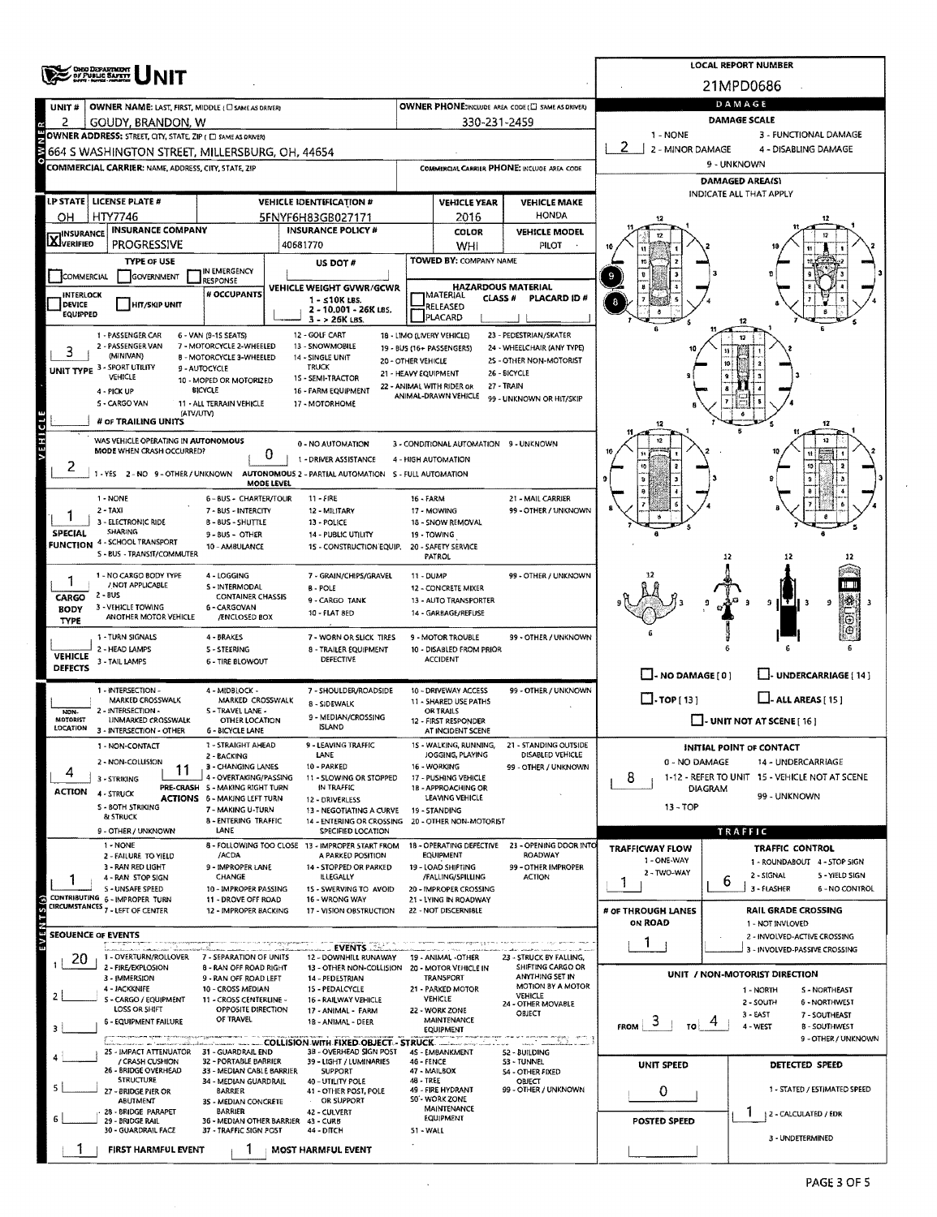# OHIO DEPARTMENT OF PUBLIC SAFETY UNIT

**LOCAL REPORT NUMBER:** 21MPD0686

| UNIT # | OWNER NAME: LAST, FIRST, MIDDLE (☐ SAME AS DRIVER) | OWNER PHONE: INCLUDE AREA CODE (☐ SAME AS DRIVER) |
|---|---|---|
| 2 | GOUDY, BRANDON, W | 330-231-2459 |

**OWNER ADDRESS:** STREET, CITY, STATE, ZIP (☐ SAME AS DRIVER)
664 S WASHINGTON STREET, MILLERSBURG, OH, 44654

**COMMERCIAL CARRIER:** NAME, ADDRESS, CITY, STATE, ZIP | **COMMERCIAL CARRIER PHONE:** INCLUDE AREA CODE

| LP STATE | LICENSE PLATE # | VEHICLE IDENTIFICATION # | VEHICLE YEAR | VEHICLE MAKE |
|---|---|---|---|---|
| OH | HTY7746 | 5FNYF6H83GB027171 | 2016 | HONDA |

| INSURANCE | INSURANCE COMPANY | INSURANCE POLICY # | COLOR | VEHICLE MODEL |
|---|---|---|---|---|
| [X] VERIFIED | PROGRESSIVE | 40681770 | WHI | PILOT |

**TYPE OF USE:** ☐ COMMERCIAL ☐ GOVERNMENT ☐ IN EMERGENCY RESPONSE
**US DOT #:**
**TOWED BY:** COMPANY NAME
☐ INTERLOCK DEVICE EQUIPPED ☐ HIT/SKIP UNIT
**# OCCUPANTS:**
**VEHICLE WEIGHT GVWR/GCWR:** 1 - ≤10K LBS. 2 - 10.001 - 26K LBS. 3 - > 26K LBS.
**HAZARDOUS MATERIAL:** ☐ MATERIAL RELEASED ☐ PLACARD | CLASS # | PLACARD ID #

**UNIT TYPE:** 3
1 - PASSENGER CAR, 2 - PASSENGER VAN (MINIVAN), 3 - SPORT UTILITY VEHICLE, 4 - PICK UP, 5 - CARGO VAN, 6 - VAN (9-15 SEATS), 7 - MOTORCYCLE 2-WHEELED, 8 - MOTORCYCLE 3-WHEELED, 9 - AUTOCYCLE, 10 - MOPED OR MOTORIZED BICYCLE, 11 - ALL TERRAIN VEHICLE (ATV/UTV), 12 - GOLF CART, 13 - SNOWMOBILE, 14 - SINGLE UNIT TRUCK, 15 - SEMI-TRACTOR, 16 - FARM EQUIPMENT, 17 - MOTORHOME, 18 - LIMO (LIVERY VEHICLE), 19 - BUS (16+ PASSENGERS), 20 - OTHER VEHICLE, 21 - HEAVY EQUIPMENT, 22 - ANIMAL WITH RIDER OR ANIMAL-DRAWN VEHICLE, 23 - PEDESTRIAN/SKATER, 24 - WHEELCHAIR (ANY TYPE), 25 - OTHER NON-MOTORIST, 26 - BICYCLE, 27 - TRAIN, 99 - UNKNOWN OR HIT/SKIP

**# OF TRAILING UNITS:**

**WAS VEHICLE OPERATING IN AUTONOMOUS MODE WHEN CRASH OCCURRED?** 2
1 - YES 2 - NO 9 - OTHER / UNKNOWN
**AUTONOMOUS MODE LEVEL:** 0
0 - NO AUTOMATION, 1 - DRIVER ASSISTANCE, 2 - PARTIAL AUTOMATION, 3 - CONDITIONAL AUTOMATION, 4 - HIGH AUTOMATION, 5 - FULL AUTOMATION, 9 - UNKNOWN

**SPECIAL FUNCTION:** 1
1 - NONE, 2 - TAXI, 3 - ELECTRONIC RIDE SHARING, 4 - SCHOOL TRANSPORT, 5 - BUS - TRANSIT/COMMUTER, 6 - BUS - CHARTER/TOUR, 7 - BUS - INTERCITY, 8 - BUS - SHUTTLE, 9 - BUS - OTHER, 10 - AMBULANCE, 11 - FIRE, 12 - MILITARY, 13 - POLICE, 14 - PUBLIC UTILITY, 15 - CONSTRUCTION EQUIP., 16 - FARM, 17 - MOWING, 18 - SNOW REMOVAL, 19 - TOWING, 20 - SAFETY SERVICE PATROL, 21 - MAIL CARRIER, 99 - OTHER / UNKNOWN

**CARGO BODY TYPE:** 1
1 - NO CARGO BODY TYPE / NOT APPLICABLE, 2 - BUS, 3 - VEHICLE TOWING ANOTHER MOTOR VEHICLE, 4 - LOGGING, 5 - INTERMODAL CONTAINER CHASSIS, 6 - CARGOVAN /ENCLOSED BOX, 7 - GRAIN/CHIPS/GRAVEL, 8 - POLE, 9 - CARGO TANK, 10 - FLAT BED, 11 - DUMP, 12 - CONCRETE MIXER, 13 - AUTO TRANSPORTER, 14 - GARBAGE/REFUSE, 99 - OTHER / UNKNOWN

**VEHICLE DEFECTS:**
1 - TURN SIGNALS, 2 - HEAD LAMPS, 3 - TAIL LAMPS, 4 - BRAKES, 5 - STEERING, 6 - TIRE BLOWOUT, 7 - WORN OR SLICK TIRES, 8 - TRAILER EQUIPMENT DEFECTIVE, 9 - MOTOR TROUBLE, 10 - DISABLED FROM PRIOR ACCIDENT, 99 - OTHER / UNKNOWN

**NON-MOTORIST LOCATION:**
1 - INTERSECTION - MARKED CROSSWALK, 2 - INTERSECTION - UNMARKED CROSSWALK, 3 - INTERSECTION - OTHER, 4 - MIDBLOCK - MARKED CROSSWALK, 5 - TRAVEL LANE - OTHER LOCATION, 6 - BICYCLE LANE, 7 - SHOULDER/ROADSIDE, 8 - SIDEWALK, 9 - MEDIAN/CROSSING ISLAND, 10 - DRIVEWAY ACCESS, 11 - SHARED USE PATHS OR TRAILS, 12 - FIRST RESPONDER AT INCIDENT SCENE, 99 - OTHER / UNKNOWN

**ACTION:** 4
1 - NON-CONTACT, 2 - NON-COLLISION, 3 - STRIKING, 4 - STRUCK, 5 - BOTH STRIKING & STRUCK, 9 - OTHER / UNKNOWN

**PRE-CRASH ACTIONS:** 11
1 - STRAIGHT AHEAD, 2 - BACKING, 3 - CHANGING LANES, 4 - OVERTAKING/PASSING, 5 - MAKING RIGHT TURN, 6 - MAKING LEFT TURN, 7 - MAKING U-TURN, 8 - ENTERING TRAFFIC LANE, 9 - LEAVING TRAFFIC LANE, 10 - PARKED, 11 - SLOWING OR STOPPED IN TRAFFIC, 12 - DRIVERLESS, 13 - NEGOTIATING A CURVE, 14 - ENTERING OR CROSSING SPECIFIED LOCATION, 15 - WALKING, RUNNING, JOGGING, PLAYING, 16 - WORKING, 17 - PUSHING VEHICLE, 18 - APPROACHING OR LEAVING VEHICLE, 19 - STANDING, 20 - OTHER NON-MOTORIST, 21 - STANDING OUTSIDE DISABLED VEHICLE, 99 - OTHER / UNKNOWN

**CONTRIBUTING CIRCUMSTANCES:** 1
1 - NONE, 2 - FAILURE TO YIELD, 3 - RAN RED LIGHT, 4 - RAN STOP SIGN, 5 - UNSAFE SPEED, 6 - IMPROPER TURN, 7 - LEFT OF CENTER, 8 - FOLLOWING TOO CLOSE /ACDA, 9 - IMPROPER LANE CHANGE, 10 - IMPROPER PASSING, 11 - DROVE OFF ROAD, 12 - IMPROPER BACKING, 13 - IMPROPER START FROM A PARKED POSITION, 14 - STOPPED OR PARKED ILLEGALLY, 15 - SWERVING TO AVOID, 16 - WRONG WAY, 17 - VISION OBSTRUCTION, 18 - OPERATING DEFECTIVE EQUIPMENT, 19 - LOAD SHIFTING /FALLING/SPILLING, 20 - IMPROPER CROSSING, 21 - LYING IN ROADWAY, 22 - NOT DISCERNIBLE, 23 - OPENING DOOR INTO ROADWAY, 99 - OTHER IMPROPER ACTION

**SEQUENCE OF EVENTS**

| # | Event |
|---|---|
| 1 | 20 |
| 2 | |
| 3 | |
| 4 | |
| 5 | |
| 6 | |

**EVENTS:** 1 - OVERTURN/ROLLOVER, 2 - FIRE/EXPLOSION, 3 - IMMERSION, 4 - JACKKNIFE, 5 - CARGO / EQUIPMENT LOSS OR SHIFT, 6 - EQUIPMENT FAILURE, 7 - SEPARATION OF UNITS, 8 - RAN OFF ROAD RIGHT, 9 - RAN OFF ROAD LEFT, 10 - CROSS MEDIAN, 11 - CROSS CENTERLINE - OPPOSITE DIRECTION OF TRAVEL, 12 - DOWNHILL RUNAWAY, 13 - OTHER NON-COLLISION, 14 - PEDESTRIAN, 15 - PEDALCYCLE, 16 - RAILWAY VEHICLE, 17 - ANIMAL - FARM, 18 - ANIMAL - DEER, 19 - ANIMAL -OTHER, 20 - MOTOR VEHICLE IN TRANSPORT, 21 - PARKED MOTOR VEHICLE, 22 - WORK ZONE MAINTENANCE EQUIPMENT, 23 - STRUCK BY FALLING, SHIFTING CARGO OR ANYTHING SET IN MOTION BY A MOTOR VEHICLE, 24 - OTHER MOVABLE OBJECT

**COLLISION WITH FIXED OBJECT - STRUCK:** 25 - IMPACT ATTENUATOR / CRASH CUSHION, 26 - BRIDGE OVERHEAD STRUCTURE, 27 - BRIDGE PIER OR ABUTMENT, 28 - BRIDGE PARAPET, 29 - BRIDGE RAIL, 30 - GUARDRAIL FACE, 31 - GUARDRAIL END, 32 - PORTABLE BARRIER, 33 - MEDIAN CABLE BARRIER, 34 - MEDIAN GUARDRAIL BARRIER, 35 - MEDIAN CONCRETE BARRIER, 36 - MEDIAN OTHER BARRIER, 37 - TRAFFIC SIGN POST, 38 - OVERHEAD SIGN POST, 39 - LIGHT / LUMINARIES SUPPORT, 40 - UTILITY POLE, 41 - OTHER POST, POLE OR SUPPORT, 42 - CULVERT, 43 - CURB, 44 - DITCH, 45 - EMBANKMENT, 46 - FENCE, 47 - MAILBOX, 48 - TREE, 49 - FIRE HYDRANT, 50 - WORK ZONE MAINTENANCE EQUIPMENT, 51 - WALL, 52 - BUILDING, 53 - TUNNEL, 54 - OTHER FIXED OBJECT, 99 - OTHER / UNKNOWN

**FIRST HARMFUL EVENT:** 1 | **MOST HARMFUL EVENT:** 1

## DAMAGE

**DAMAGE SCALE:** 2
1 - NONE, 2 - MINOR DAMAGE, 3 - FUNCTIONAL DAMAGE, 4 - DISABLING DAMAGE, 9 - UNKNOWN

**DAMAGED AREA(S)** — INDICATE ALL THAT APPLY: 9, 8

☐ - NO DAMAGE [0] ☐ - UNDERCARRIAGE [14] ☐ - TOP [13] ☐ - ALL AREAS [15] ☐ - UNIT NOT AT SCENE [16]

**INITIAL POINT OF CONTACT:** 8
0 - NO DAMAGE, 1-12 - REFER TO UNIT DIAGRAM, 13 - TOP, 14 - UNDERCARRIAGE, 15 - VEHICLE NOT AT SCENE, 99 - UNKNOWN

## TRAFFIC

**TRAFFICWAY FLOW:** 1
1 - ONE-WAY, 2 - TWO-WAY

**TRAFFIC CONTROL:** 6
1 - ROUNDABOUT, 2 - SIGNAL, 3 - FLASHER, 4 - STOP SIGN, 5 - YIELD SIGN, 6 - NO CONTROL

**# OF THROUGH LANES ON ROAD:** 1

**RAIL GRADE CROSSING:**
1 - NOT INVLOVED, 2 - INVOLVED-ACTIVE CROSSING, 3 - INVOLVED-PASSIVE CROSSING

**UNIT / NON-MOTORIST DIRECTION:** FROM 3 TO 4
1 - NORTH, 2 - SOUTH, 3 - EAST, 4 - WEST, 5 - NORTHEAST, 6 - NORTHWEST, 7 - SOUTHEAST, 8 - SOUTHWEST, 9 - OTHER / UNKNOWN

**UNIT SPEED:** 0

**POSTED SPEED:**

**DETECTED SPEED:** 1
1 - STATED / ESTIMATED SPEED, 2 - CALCULATED / EDR, 3 - UNDETERMINED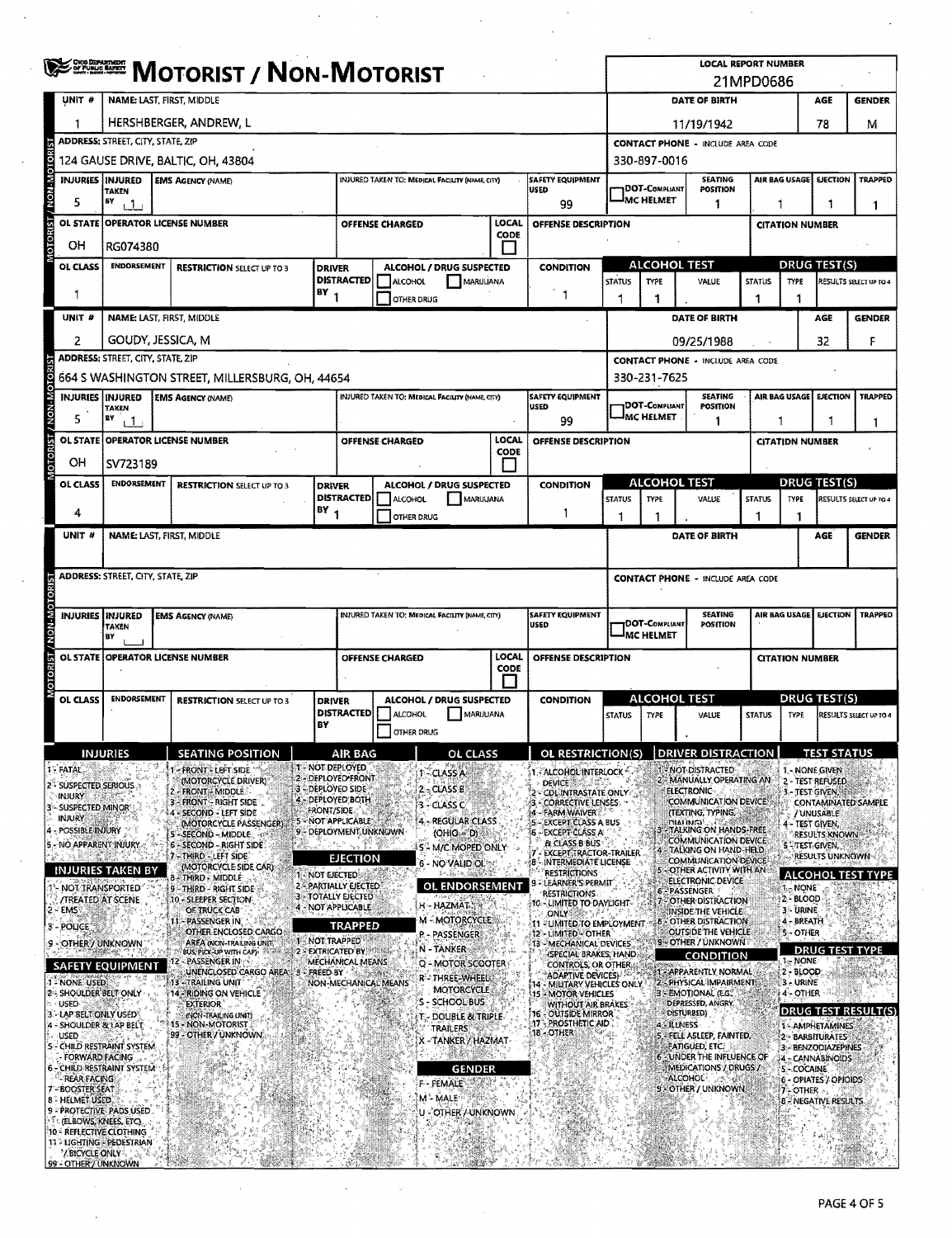# MOTORIST / NON-MOTORIST

**LOCAL REPORT NUMBER:** 21MPD0686

## Unit 1

| UNIT # | NAME: LAST, FIRST, MIDDLE | DATE OF BIRTH | AGE | GENDER |
|---|---|---|---|---|
| 1 | HERSHBERGER, ANDREW, L | 11/19/1942 | 78 | M |

| ADDRESS: STREET, CITY, STATE, ZIP | CONTACT PHONE - INCLUDE AREA CODE |
|---|---|
| 124 GAUSE DRIVE, BALTIC, OH, 43804 | 330-897-0016 |

| INJURIES | INJURED TAKEN BY | EMS AGENCY (NAME) | INJURED TAKEN TO: MEDICAL FACILITY (NAME, CITY) | SAFETY EQUIPMENT USED | DOT-COMPLIANT MC HELMET | SEATING POSITION | AIR BAG USAGE | EJECTION | TRAPPED |
|---|---|---|---|---|---|---|---|---|---|
| 5 | 1 | | | 99 | | 1 | 1 | 1 | 1 |

| OL STATE | OPERATOR LICENSE NUMBER | OFFENSE CHARGED | LOCAL CODE | OFFENSE DESCRIPTION | CITATION NUMBER |
|---|---|---|---|---|---|
| OH | RG074380 | | | | |

| OL CLASS | ENDORSEMENT | RESTRICTION SELECT UP TO 3 | DRIVER DISTRACTED BY | ALCOHOL / DRUG SUSPECTED | CONDITION | ALCOHOL TEST STATUS | ALCOHOL TEST TYPE | ALCOHOL TEST VALUE | DRUG TEST STATUS | DRUG TEST TYPE | RESULTS SELECT UP TO 4 |
|---|---|---|---|---|---|---|---|---|---|---|---|
| 1 | | | 1 | | 1 | 1 | 1 | . | 1 | 1 | |

## Unit 2

| UNIT # | NAME: LAST, FIRST, MIDDLE | DATE OF BIRTH | AGE | GENDER |
|---|---|---|---|---|
| 2 | GOUDY, JESSICA, M | 09/25/1988 | 32 | F |

| ADDRESS: STREET, CITY, STATE, ZIP | CONTACT PHONE - INCLUDE AREA CODE |
|---|---|
| 664 S WASHINGTON STREET, MILLERSBURG, OH, 44654 | 330-231-7625 |

| INJURIES | INJURED TAKEN BY | EMS AGENCY (NAME) | INJURED TAKEN TO: MEDICAL FACILITY (NAME, CITY) | SAFETY EQUIPMENT USED | DOT-COMPLIANT MC HELMET | SEATING POSITION | AIR BAG USAGE | EJECTION | TRAPPED |
|---|---|---|---|---|---|---|---|---|---|
| 5 | 1 | | | 99 | | 1 | 1 | 1 | 1 |

| OL STATE | OPERATOR LICENSE NUMBER | OFFENSE CHARGED | LOCAL CODE | OFFENSE DESCRIPTION | CITATION NUMBER |
|---|---|---|---|---|---|
| OH | SV723189 | | | | |

| OL CLASS | ENDORSEMENT | RESTRICTION SELECT UP TO 3 | DRIVER DISTRACTED BY | ALCOHOL / DRUG SUSPECTED | CONDITION | ALCOHOL TEST STATUS | ALCOHOL TEST TYPE | ALCOHOL TEST VALUE | DRUG TEST STATUS | DRUG TEST TYPE | RESULTS SELECT UP TO 4 |
|---|---|---|---|---|---|---|---|---|---|---|---|
| 4 | | | 1 | | 1 | 1 | 1 | . | 1 | 1 | |

## Unit (blank)

| UNIT # | NAME: LAST, FIRST, MIDDLE | DATE OF BIRTH | AGE | GENDER |
|---|---|---|---|---|
| | | | | |

| ADDRESS: STREET, CITY, STATE, ZIP | CONTACT PHONE - INCLUDE AREA CODE |
|---|---|
| | |

| INJURIES | INJURED TAKEN BY | EMS AGENCY (NAME) | INJURED TAKEN TO: MEDICAL FACILITY (NAME, CITY) | SAFETY EQUIPMENT USED | DOT-COMPLIANT MC HELMET | SEATING POSITION | AIR BAG USAGE | EJECTION | TRAPPED |
|---|---|---|---|---|---|---|---|---|---|
| | | | | | | | | | |

| OL STATE | OPERATOR LICENSE NUMBER | OFFENSE CHARGED | LOCAL CODE | OFFENSE DESCRIPTION | CITATION NUMBER |
|---|---|---|---|---|---|
| | | | | | |

| OL CLASS | ENDORSEMENT | RESTRICTION SELECT UP TO 3 | DRIVER DISTRACTED BY | ALCOHOL / DRUG SUSPECTED | CONDITION | ALCOHOL TEST STATUS | ALCOHOL TEST TYPE | ALCOHOL TEST VALUE | DRUG TEST STATUS | DRUG TEST TYPE | RESULTS SELECT UP TO 4 |
|---|---|---|---|---|---|---|---|---|---|---|---|
| | | | | | | | | . | | | |

## Codes

**INJURIES**
1 - FATAL
2 - SUSPECTED SERIOUS INJURY
3 - SUSPECTED MINOR INJURY
4 - POSSIBLE INJURY
5 - NO APPARENT INJURY

**INJURIES TAKEN BY**
1 - NOT TRANSPORTED /TREATED AT SCENE
2 - EMS
3 - POLICE
9 - OTHER / UNKNOWN

**SAFETY EQUIPMENT**
1 - NONE USED
2 - SHOULDER BELT ONLY USED
3 - LAP BELT ONLY USED
4 - SHOULDER & LAP BELT USED
5 - CHILD RESTRAINT SYSTEM - FORWARD FACING
6 - CHILD RESTRAINT SYSTEM - REAR FACING
7 - BOOSTER SEAT
8 - HELMET USED
9 - PROTECTIVE PADS USED (ELBOWS, KNEES, ETC)
10 - REFLECTIVE CLOTHING
11 - LIGHTING - PEDESTRIAN / BICYCLE ONLY
99 - OTHER / UNKNOWN

**SEATING POSITION**
1 - FRONT - LEFT SIDE (MOTORCYCLE DRIVER)
2 - FRONT - MIDDLE
3 - FRONT - RIGHT SIDE
4 - SECOND - LEFT SIDE (MOTORCYCLE PASSENGER)
5 - SECOND - MIDDLE
6 - SECOND - RIGHT SIDE
7 - THIRD - LEFT SIDE (MOTORCYCLE SIDE CAR)
8 - THIRD - MIDDLE
9 - THIRD - RIGHT SIDE
10 - SLEEPER SECTION OF TRUCK CAB
11 - PASSENGER IN OTHER ENCLOSED CARGO AREA (NON-TRAILING UNIT, BUS, PICK-UP WITH CAP)
12 - PASSENGER IN UNENCLOSED CARGO AREA
13 - TRAILING UNIT
14 - RIDING ON VEHICLE EXTERIOR (NON-TRAILING UNIT)
15 - NON-MOTORIST
99 - OTHER / UNKNOWN

**AIR BAG**
1 - NOT DEPLOYED
2 - DEPLOYED FRONT
3 - DEPLOYED SIDE
4 - DEPLOYED BOTH FRONT/SIDE
5 - NOT APPLICABLE
9 - DEPLOYMENT UNKNOWN

**EJECTION**
1 - NOT EJECTED
2 - PARTIALLY EJECTED
3 - TOTALLY EJECTED
4 - NOT APPLICABLE

**TRAPPED**
1 - NOT TRAPPED
2 - EXTRICATED BY MECHANICAL MEANS
3 - FREED BY NON-MECHANICAL MEANS

**OL CLASS**
1 - CLASS A
2 - CLASS B
3 - CLASS C
4 - REGULAR CLASS (OHIO = D)
5 - M/C MOPED ONLY
6 - NO VALID OL

**OL ENDORSEMENT**
H - HAZMAT
M - MOTORCYCLE
P - PASSENGER
N - TANKER
Q - MOTOR SCOOTER
R - THREE-WHEEL MOTORCYCLE
S - SCHOOL BUS
T - DOUBLE & TRIPLE TRAILERS
X - TANKER / HAZMAT

**GENDER**
F - FEMALE
M - MALE
U - OTHER / UNKNOWN

**OL RESTRICTION(S)**
1 - ALCOHOL INTERLOCK DEVICE
2 - CDL INTRASTATE ONLY
3 - CORRECTIVE LENSES
4 - FARM WAIVER
5 - EXCEPT CLASS A BUS
6 - EXCEPT CLASS A & CLASS B BUS
7 - EXCEPT TRACTOR-TRAILER
8 - INTERMEDIATE LICENSE RESTRICTIONS
9 - LEARNER'S PERMIT RESTRICTIONS
10 - LIMITED TO DAYLIGHT ONLY
11 - LIMITED TO EMPLOYMENT
12 - LIMITED - OTHER
13 - MECHANICAL DEVICES (SPECIAL BRAKES, HAND CONTROLS, OR OTHER ADAPTIVE DEVICES)
14 - MILITARY VEHICLES ONLY
15 - MOTOR VEHICLES WITHOUT AIR BRAKES
16 - OUTSIDE MIRROR
17 - PROSTHETIC AID
18 - OTHER

**DRIVER DISTRACTION**
1 - NOT DISTRACTED
2 - MANUALLY OPERATING AN ELECTRONIC COMMUNICATION DEVICE (TEXTING, TYPING, DIALING)
3 - TALKING ON HANDS-FREE COMMUNICATION DEVICE
4 - TALKING ON HAND-HELD COMMUNICATION DEVICE
5 - OTHER ACTIVITY WITH AN ELECTRONIC DEVICE
6 - PASSENGER
7 - OTHER DISTRACTION INSIDE THE VEHICLE
8 - OTHER DISTRACTION OUTSIDE THE VEHICLE
9 - OTHER / UNKNOWN

**CONDITION**
1 - APPARENTLY NORMAL
2 - PHYSICAL IMPAIRMENT
3 - EMOTIONAL (E.G. DEPRESSED, ANGRY, DISTURBED)
4 - ILLNESS
5 - FELL ASLEEP, FAINTED, FATIGUED, ETC.
6 - UNDER THE INFLUENCE OF MEDICATIONS / DRUGS / ALCOHOL
9 - OTHER / UNKNOWN

**TEST STATUS**
1 - NONE GIVEN
2 - TEST REFUSED
3 - TEST GIVEN, CONTAMINATED SAMPLE / UNUSABLE
4 - TEST GIVEN, RESULTS KNOWN
5 - TEST GIVEN, RESULTS UNKNOWN

**ALCOHOL TEST TYPE**
1 - NONE
2 - BLOOD
3 - URINE
4 - BREATH
5 - OTHER

**DRUG TEST TYPE**
1 - NONE
2 - BLOOD
3 - URINE
4 - OTHER

**DRUG TEST RESULT(S)**
1 - AMPHETAMINES
2 - BARBITURATES
3 - BENZODIAZEPINES
4 - CANNABINOIDS
5 - COCAINE
6 - OPIATES / OPIOIDS
7 - OTHER
8 - NEGATIVE RESULTS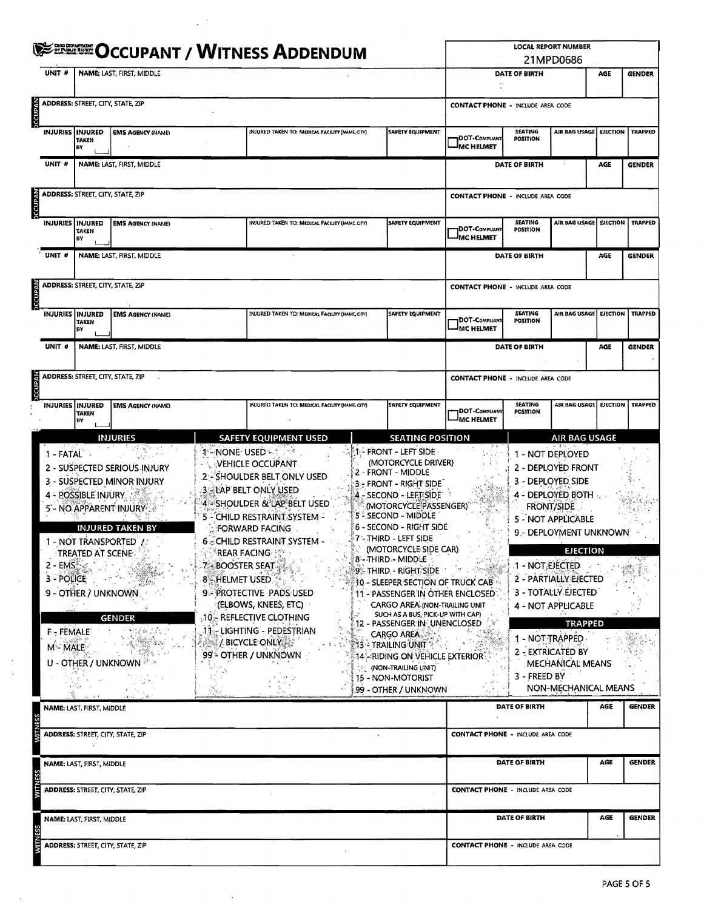# OCCUPANT / WITNESS ADDENDUM

**LOCAL REPORT NUMBER**
21MPD0686

## OCCUPANT

| UNIT # | NAME: LAST, FIRST, MIDDLE | | | | DATE OF BIRTH | AGE | GENDER |
|---|---|---|---|---|---|---|---|
| | | | | | | | |
| ADDRESS: STREET, CITY, STATE, ZIP | | | | | CONTACT PHONE - INCLUDE AREA CODE | | |
| INJURIES | INJURED TAKEN BY | EMS AGENCY (NAME) | INJURED TAKEN TO: MEDICAL FACILITY (NAME, CITY) | SAFETY EQUIPMENT | DOT-COMPLIANT MC HELMET | SEATING POSITION | AIR BAG USAGE | EJECTION | TRAPPED |

## OCCUPANT

| UNIT # | NAME: LAST, FIRST, MIDDLE | | | | DATE OF BIRTH | AGE | GENDER |
|---|---|---|---|---|---|---|---|
| | | | | | | | |
| ADDRESS: STREET, CITY, STATE, ZIP | | | | | CONTACT PHONE - INCLUDE AREA CODE | | |
| INJURIES | INJURED TAKEN BY | EMS AGENCY (NAME) | INJURED TAKEN TO: MEDICAL FACILITY (NAME, CITY) | SAFETY EQUIPMENT | DOT-COMPLIANT MC HELMET | SEATING POSITION | AIR BAG USAGE | EJECTION | TRAPPED |

## OCCUPANT

| UNIT # | NAME: LAST, FIRST, MIDDLE | | | | DATE OF BIRTH | AGE | GENDER |
|---|---|---|---|---|---|---|---|
| | | | | | | | |
| ADDRESS: STREET, CITY, STATE, ZIP | | | | | CONTACT PHONE - INCLUDE AREA CODE | | |
| INJURIES | INJURED TAKEN BY | EMS AGENCY (NAME) | INJURED TAKEN TO: MEDICAL FACILITY (NAME, CITY) | SAFETY EQUIPMENT | DOT-COMPLIANT MC HELMET | SEATING POSITION | AIR BAG USAGE | EJECTION | TRAPPED |

## OCCUPANT

| UNIT # | NAME: LAST, FIRST, MIDDLE | | | | DATE OF BIRTH | AGE | GENDER |
|---|---|---|---|---|---|---|---|
| | | | | | | | |
| ADDRESS: STREET, CITY, STATE, ZIP | | | | | CONTACT PHONE - INCLUDE AREA CODE | | |
| INJURIES | INJURED TAKEN BY | EMS AGENCY (NAME) | INJURED TAKEN TO: MEDICAL FACILITY (NAME, CITY) | SAFETY EQUIPMENT | DOT-COMPLIANT MC HELMET | SEATING POSITION | AIR BAG USAGE | EJECTION | TRAPPED |

### INJURIES
1 - FATAL
2 - SUSPECTED SERIOUS INJURY
3 - SUSPECTED MINOR INJURY
4 - POSSIBLE INJURY
5 - NO APPARENT INJURY

### INJURED TAKEN BY
1 - NOT TRANSPORTED / TREATED AT SCENE
2 - EMS
3 - POLICE
9 - OTHER / UNKNOWN

### GENDER
F - FEMALE
M - MALE
U - OTHER / UNKNOWN

### SAFETY EQUIPMENT USED
1 - NONE USED - VEHICLE OCCUPANT
2 - SHOULDER BELT ONLY USED
3 - LAP BELT ONLY USED
4 - SHOULDER & LAP BELT USED
5 - CHILD RESTRAINT SYSTEM - FORWARD FACING
6 - CHILD RESTRAINT SYSTEM - REAR FACING
7 - BOOSTER SEAT
8 - HELMET USED
9 - PROTECTIVE PADS USED (ELBOWS, KNEES, ETC)
10 - REFLECTIVE CLOTHING
11 - LIGHTING - PEDESTRIAN / BICYCLE ONLY
99 - OTHER / UNKNOWN

### SEATING POSITION
1 - FRONT - LEFT SIDE (MOTORCYCLE DRIVER)
2 - FRONT - MIDDLE
3 - FRONT - RIGHT SIDE
4 - SECOND - LEFT SIDE (MOTORCYCLE PASSENGER)
5 - SECOND - MIDDLE
6 - SECOND - RIGHT SIDE
7 - THIRD - LEFT SIDE (MOTORCYCLE SIDE CAR)
8 - THIRD - MIDDLE
9 - THIRD - RIGHT SIDE
10 - SLEEPER SECTION OF TRUCK CAB
11 - PASSENGER IN OTHER ENCLOSED CARGO AREA (NON-TRAILING UNIT SUCH AS A BUS, PICK-UP WITH CAP)
12 - PASSENGER IN UNENCLOSED CARGO AREA
13 - TRAILING UNIT
14 - RIDING ON VEHICLE EXTERIOR (NON-TRAILING UNIT)
15 - NON-MOTORIST
99 - OTHER / UNKNOWN

### AIR BAG USAGE
1 - NOT DEPLOYED
2 - DEPLOYED FRONT
3 - DEPLOYED SIDE
4 - DEPLOYED BOTH FRONT/SIDE
5 - NOT APPLICABLE
9 - DEPLOYMENT UNKNOWN

### EJECTION
1 - NOT EJECTED
2 - PARTIALLY EJECTED
3 - TOTALLY EJECTED
4 - NOT APPLICABLE

### TRAPPED
1 - NOT TRAPPED
2 - EXTRICATED BY MECHANICAL MEANS
3 - FREED BY NON-MECHANICAL MEANS

## WITNESS

| NAME: LAST, FIRST, MIDDLE | DATE OF BIRTH | AGE | GENDER |
|---|---|---|---|
| | | | |
| ADDRESS: STREET, CITY, STATE, ZIP | CONTACT PHONE - INCLUDE AREA CODE | | |

## WITNESS

| NAME: LAST, FIRST, MIDDLE | DATE OF BIRTH | AGE | GENDER |
|---|---|---|---|
| | | | |
| ADDRESS: STREET, CITY, STATE, ZIP | CONTACT PHONE - INCLUDE AREA CODE | | |

## WITNESS

| NAME: LAST, FIRST, MIDDLE | DATE OF BIRTH | AGE | GENDER |
|---|---|---|---|
| | | | |
| ADDRESS: STREET, CITY, STATE, ZIP | CONTACT PHONE - INCLUDE AREA CODE | | |